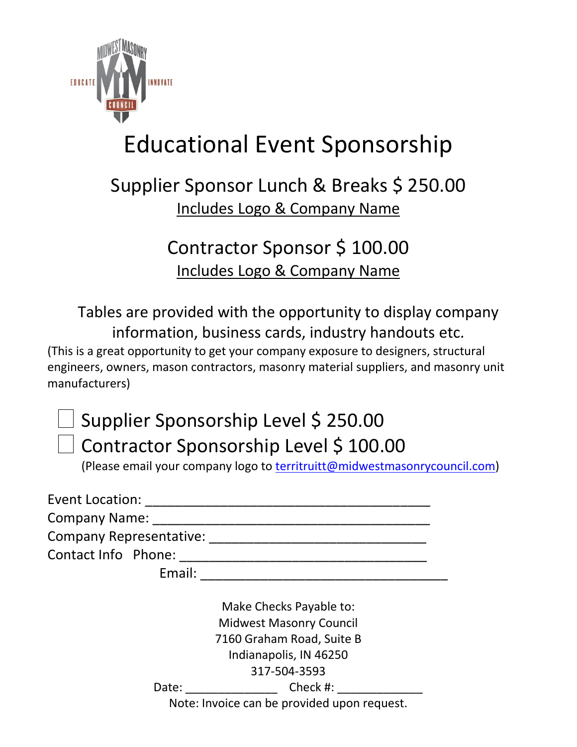# Educational Event Sponsorship

## Supplier Sponsor Lunch & Breaks $ 250.00

Includes Logo & Company Name

## Contractor Sponsor $ 100.00

Includes Logo & Company Name

Tables are provided with the opportunity to display company information, business cards, industry handouts etc.

(This is a great opportunity to get your company exposure to designers, structural engineers, owners, mason contractors, masonry material suppliers, and masonry unit manufacturers)

- [ ] Supplier Sponsorship Level $ 250.00
- [ ] Contractor Sponsorship Level $ 100.00

(Please email your company logo to territruitt@midwestmasonrycouncil.com)

Event Location: ______________________________________

Company Name: ______________________________________

Company Representative: ______________________________

Contact Info Phone: ________________________________

Email: _________________________________

Make Checks Payable to:
Midwest Masonry Council
7160 Graham Road, Suite B
Indianapolis, IN 46250
317-504-3593

Date: ______________ Check #: ____________

Note: Invoice can be provided upon request.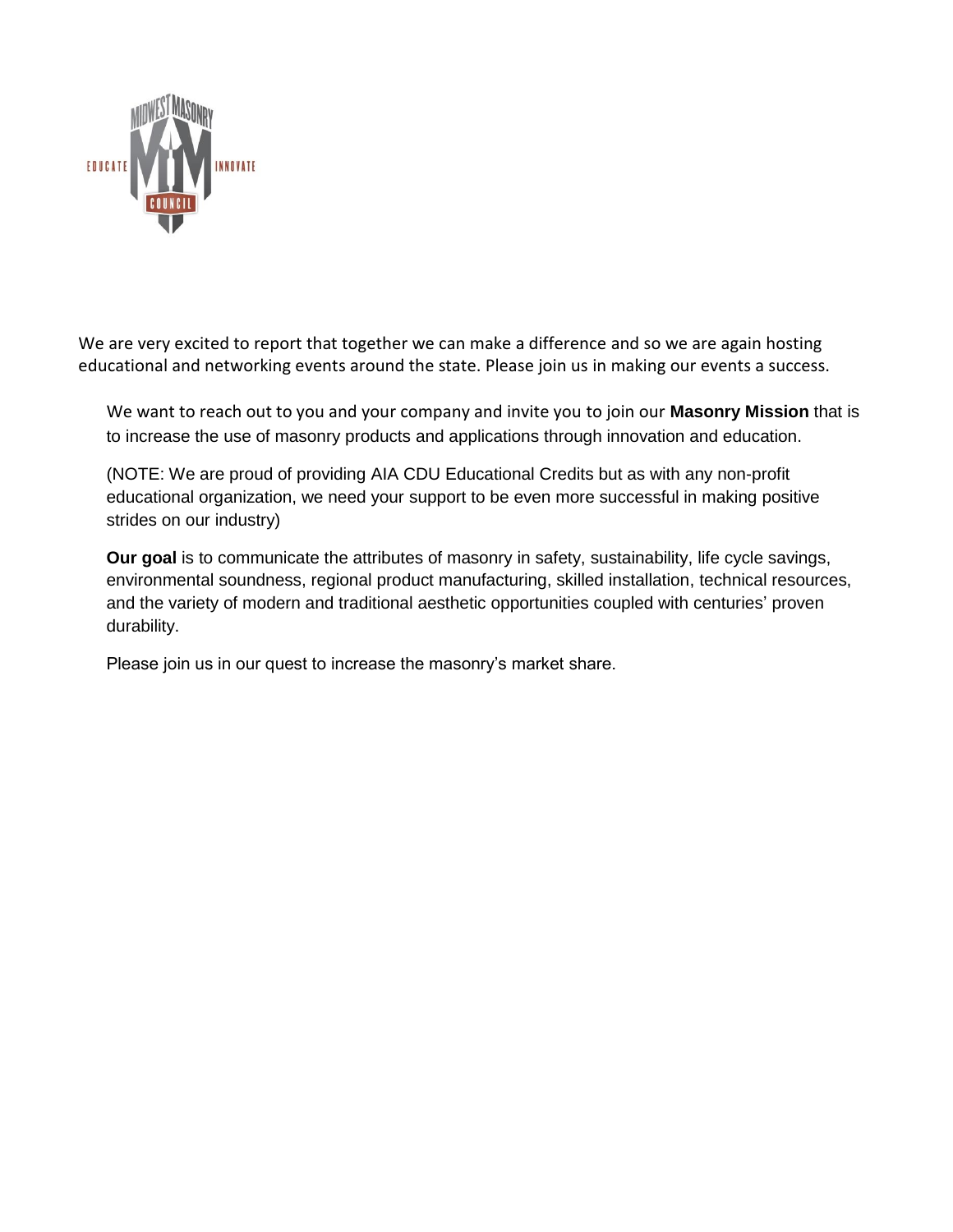We are very excited to report that together we can make a difference and so we are again hosting educational and networking events around the state. Please join us in making our events a success.

We want to reach out to you and your company and invite you to join our **Masonry Mission** that is to increase the use of masonry products and applications through innovation and education.

(NOTE: We are proud of providing AIA CDU Educational Credits but as with any non-profit educational organization, we need your support to be even more successful in making positive strides on our industry)

**Our goal** is to communicate the attributes of masonry in safety, sustainability, life cycle savings, environmental soundness, regional product manufacturing, skilled installation, technical resources, and the variety of modern and traditional aesthetic opportunities coupled with centuries' proven durability.

Please join us in our quest to increase the masonry's market share.